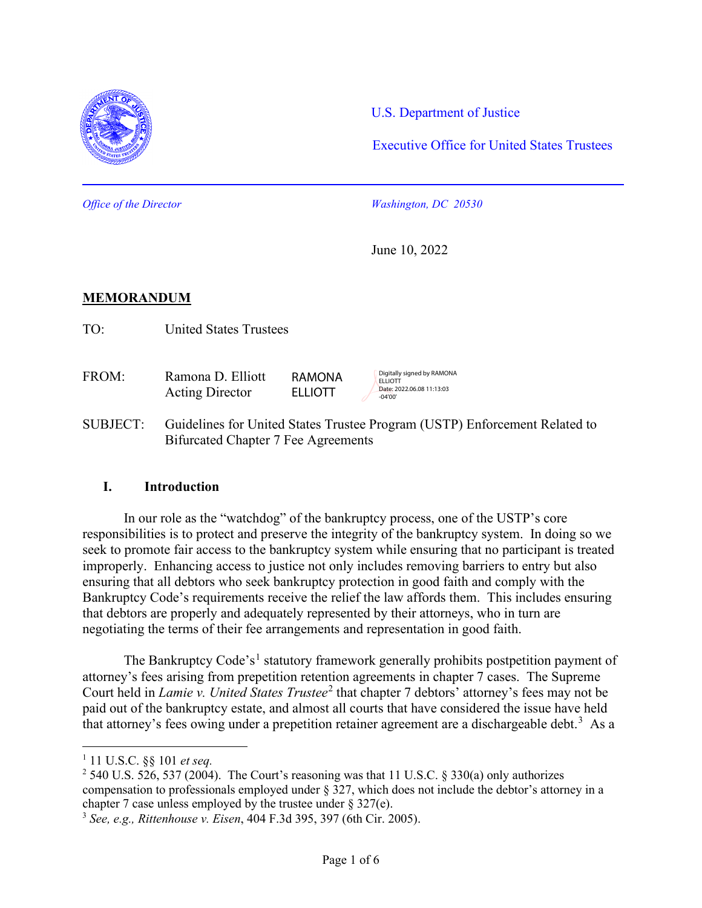U.S. Department of Justice

Executive Office for United States Trustees

*Office of the Director*

*Washington, DC 20530*

June 10, 2022

**MEMORANDUM**

TO: United States Trustees

FROM: Ramona D. Elliott, Acting Director — RAMONA ELLIOTT — Digitally signed by RAMONA ELLIOTT Date: 2022.06.08 11:13:03 -04'00'

SUBJECT: Guidelines for United States Trustee Program (USTP) Enforcement Related to Bifurcated Chapter 7 Fee Agreements

## I. Introduction

In our role as the "watchdog" of the bankruptcy process, one of the USTP's core responsibilities is to protect and preserve the integrity of the bankruptcy system. In doing so we seek to promote fair access to the bankruptcy system while ensuring that no participant is treated improperly. Enhancing access to justice not only includes removing barriers to entry but also ensuring that all debtors who seek bankruptcy protection in good faith and comply with the Bankruptcy Code's requirements receive the relief the law affords them. This includes ensuring that debtors are properly and adequately represented by their attorneys, who in turn are negotiating the terms of their fee arrangements and representation in good faith.

The Bankruptcy Code's[1] statutory framework generally prohibits postpetition payment of attorney's fees arising from prepetition retention agreements in chapter 7 cases. The Supreme Court held in *Lamie v. United States Trustee*[2] that chapter 7 debtors' attorney's fees may not be paid out of the bankruptcy estate, and almost all courts that have considered the issue have held that attorney's fees owing under a prepetition retainer agreement are a dischargeable debt.[3] As a

---

[1] 11 U.S.C. §§ 101 *et seq.*

[2] 540 U.S. 526, 537 (2004). The Court's reasoning was that 11 U.S.C. § 330(a) only authorizes compensation to professionals employed under § 327, which does not include the debtor's attorney in a chapter 7 case unless employed by the trustee under § 327(e).

[3] *See, e.g., Rittenhouse v. Eisen*, 404 F.3d 395, 397 (6th Cir. 2005).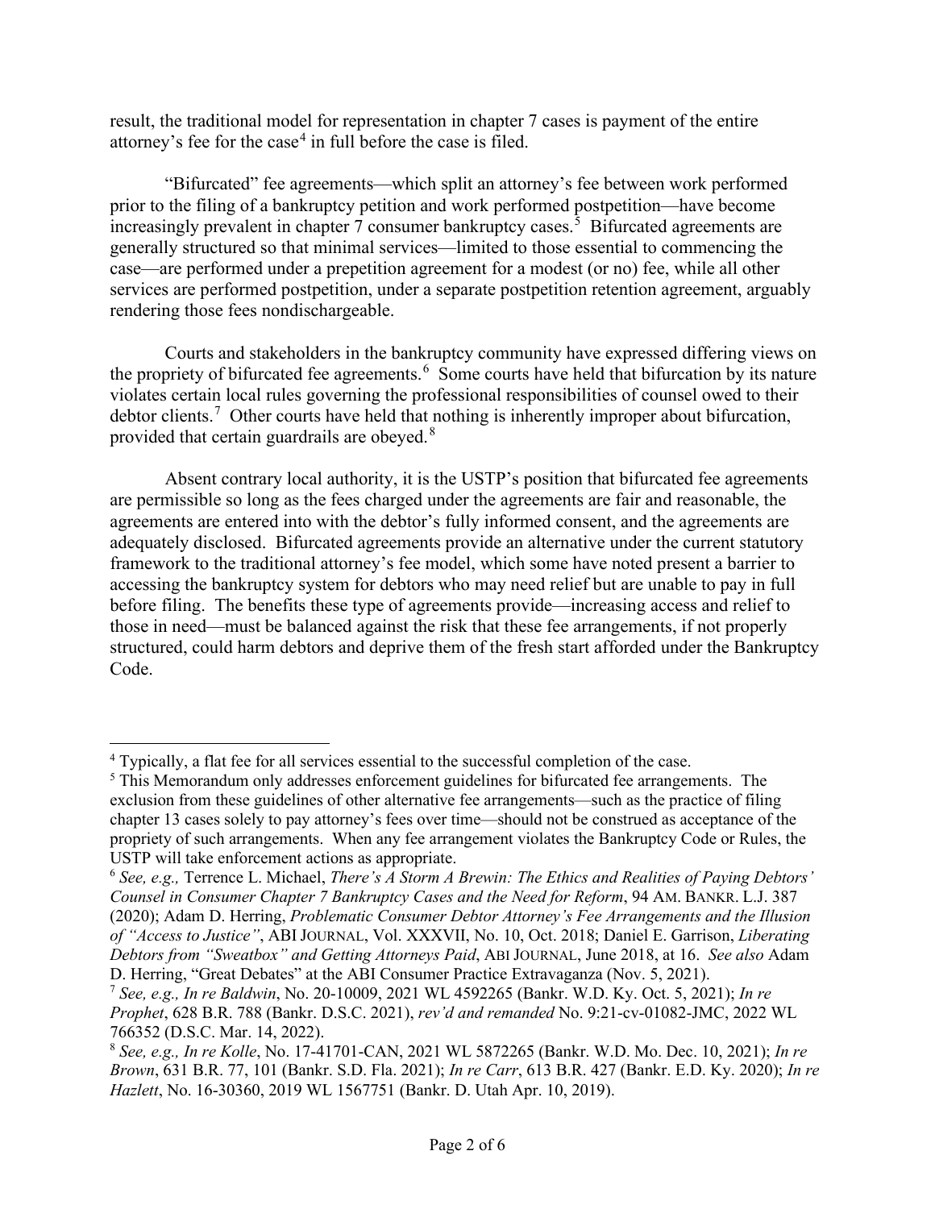result, the traditional model for representation in chapter 7 cases is payment of the entire attorney's fee for the case[4] in full before the case is filed.

"Bifurcated" fee agreements—which split an attorney's fee between work performed prior to the filing of a bankruptcy petition and work performed postpetition—have become increasingly prevalent in chapter 7 consumer bankruptcy cases.[5] Bifurcated agreements are generally structured so that minimal services—limited to those essential to commencing the case—are performed under a prepetition agreement for a modest (or no) fee, while all other services are performed postpetition, under a separate postpetition retention agreement, arguably rendering those fees nondischargeable.

Courts and stakeholders in the bankruptcy community have expressed differing views on the propriety of bifurcated fee agreements.[6] Some courts have held that bifurcation by its nature violates certain local rules governing the professional responsibilities of counsel owed to their debtor clients.[7] Other courts have held that nothing is inherently improper about bifurcation, provided that certain guardrails are obeyed.[8]

Absent contrary local authority, it is the USTP's position that bifurcated fee agreements are permissible so long as the fees charged under the agreements are fair and reasonable, the agreements are entered into with the debtor's fully informed consent, and the agreements are adequately disclosed. Bifurcated agreements provide an alternative under the current statutory framework to the traditional attorney's fee model, which some have noted present a barrier to accessing the bankruptcy system for debtors who may need relief but are unable to pay in full before filing. The benefits these type of agreements provide—increasing access and relief to those in need—must be balanced against the risk that these fee arrangements, if not properly structured, could harm debtors and deprive them of the fresh start afforded under the Bankruptcy Code.

---

[4] Typically, a flat fee for all services essential to the successful completion of the case.

[5] This Memorandum only addresses enforcement guidelines for bifurcated fee arrangements. The exclusion from these guidelines of other alternative fee arrangements—such as the practice of filing chapter 13 cases solely to pay attorney's fees over time—should not be construed as acceptance of the propriety of such arrangements. When any fee arrangement violates the Bankruptcy Code or Rules, the USTP will take enforcement actions as appropriate.

[6] *See, e.g.,* Terrence L. Michael, *There's A Storm A Brewin: The Ethics and Realities of Paying Debtors' Counsel in Consumer Chapter 7 Bankruptcy Cases and the Need for Reform*, 94 AM. BANKR. L.J. 387 (2020); Adam D. Herring, *Problematic Consumer Debtor Attorney's Fee Arrangements and the Illusion of "Access to Justice"*, ABI JOURNAL, Vol. XXXVII, No. 10, Oct. 2018; Daniel E. Garrison, *Liberating Debtors from "Sweatbox" and Getting Attorneys Paid*, ABI JOURNAL, June 2018, at 16. *See also* Adam D. Herring, "Great Debates" at the ABI Consumer Practice Extravaganza (Nov. 5, 2021).

[7] *See, e.g., In re Baldwin*, No. 20-10009, 2021 WL 4592265 (Bankr. W.D. Ky. Oct. 5, 2021); *In re Prophet*, 628 B.R. 788 (Bankr. D.S.C. 2021), *rev'd and remanded* No. 9:21-cv-01082-JMC, 2022 WL 766352 (D.S.C. Mar. 14, 2022).

[8] *See, e.g., In re Kolle*, No. 17-41701-CAN, 2021 WL 5872265 (Bankr. W.D. Mo. Dec. 10, 2021); *In re Brown*, 631 B.R. 77, 101 (Bankr. S.D. Fla. 2021); *In re Carr*, 613 B.R. 427 (Bankr. E.D. Ky. 2020); *In re Hazlett*, No. 16-30360, 2019 WL 1567751 (Bankr. D. Utah Apr. 10, 2019).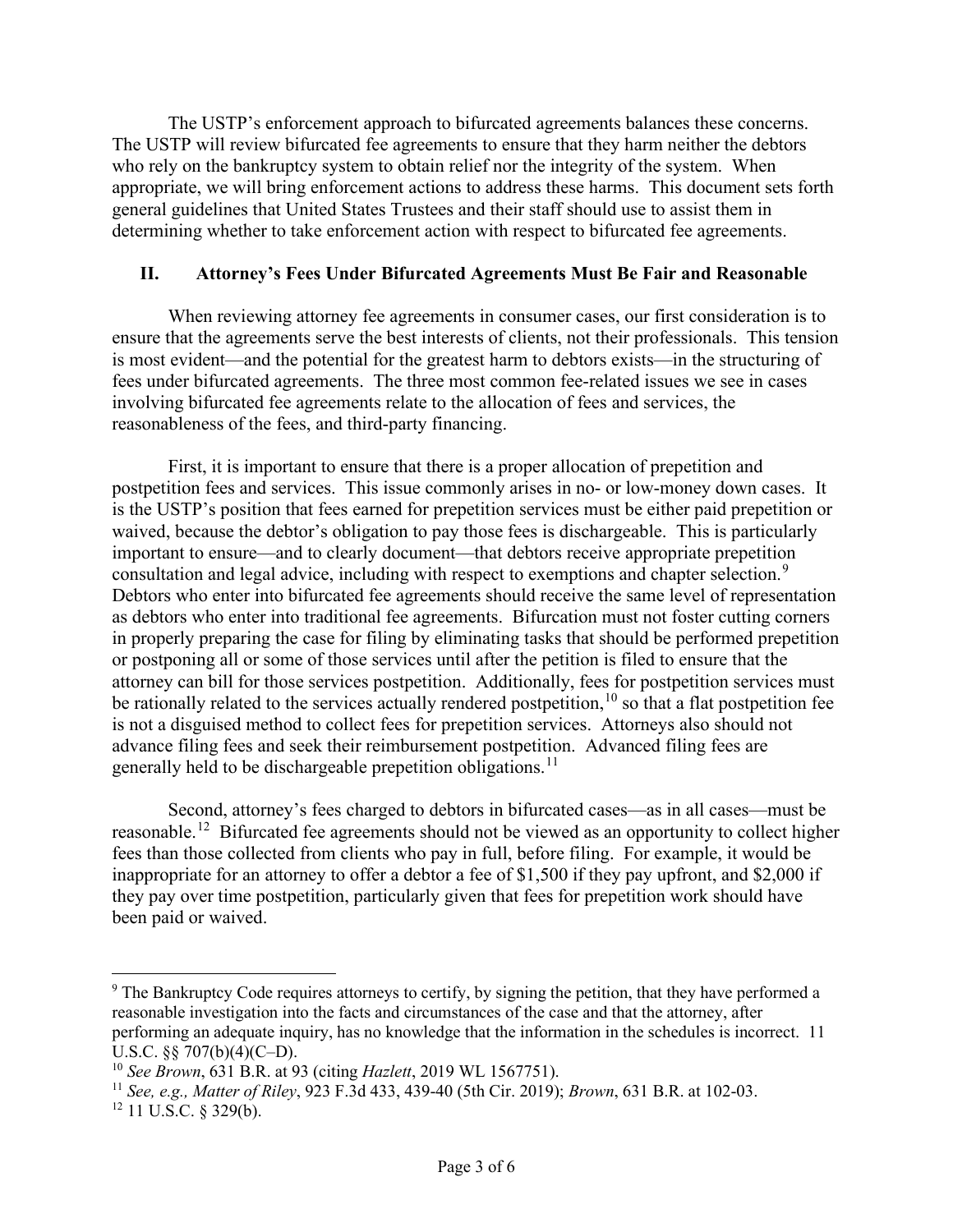The USTP's enforcement approach to bifurcated agreements balances these concerns. The USTP will review bifurcated fee agreements to ensure that they harm neither the debtors who rely on the bankruptcy system to obtain relief nor the integrity of the system. When appropriate, we will bring enforcement actions to address these harms. This document sets forth general guidelines that United States Trustees and their staff should use to assist them in determining whether to take enforcement action with respect to bifurcated fee agreements.

## II. Attorney's Fees Under Bifurcated Agreements Must Be Fair and Reasonable

When reviewing attorney fee agreements in consumer cases, our first consideration is to ensure that the agreements serve the best interests of clients, not their professionals. This tension is most evident—and the potential for the greatest harm to debtors exists—in the structuring of fees under bifurcated agreements. The three most common fee-related issues we see in cases involving bifurcated fee agreements relate to the allocation of fees and services, the reasonableness of the fees, and third-party financing.

First, it is important to ensure that there is a proper allocation of prepetition and postpetition fees and services. This issue commonly arises in no- or low-money down cases. It is the USTP's position that fees earned for prepetition services must be either paid prepetition or waived, because the debtor's obligation to pay those fees is dischargeable. This is particularly important to ensure—and to clearly document—that debtors receive appropriate prepetition consultation and legal advice, including with respect to exemptions and chapter selection.[9] Debtors who enter into bifurcated fee agreements should receive the same level of representation as debtors who enter into traditional fee agreements. Bifurcation must not foster cutting corners in properly preparing the case for filing by eliminating tasks that should be performed prepetition or postponing all or some of those services until after the petition is filed to ensure that the attorney can bill for those services postpetition. Additionally, fees for postpetition services must be rationally related to the services actually rendered postpetition,[10] so that a flat postpetition fee is not a disguised method to collect fees for prepetition services. Attorneys also should not advance filing fees and seek their reimbursement postpetition. Advanced filing fees are generally held to be dischargeable prepetition obligations.[11]

Second, attorney's fees charged to debtors in bifurcated cases—as in all cases—must be reasonable.[12] Bifurcated fee agreements should not be viewed as an opportunity to collect higher fees than those collected from clients who pay in full, before filing. For example, it would be inappropriate for an attorney to offer a debtor a fee of $1,500 if they pay upfront, and $2,000 if they pay over time postpetition, particularly given that fees for prepetition work should have been paid or waived.

---

[9] The Bankruptcy Code requires attorneys to certify, by signing the petition, that they have performed a reasonable investigation into the facts and circumstances of the case and that the attorney, after performing an adequate inquiry, has no knowledge that the information in the schedules is incorrect. 11 U.S.C. §§ 707(b)(4)(C–D).

[10] *See Brown*, 631 B.R. at 93 (citing *Hazlett*, 2019 WL 1567751).

[11] *See, e.g., Matter of Riley*, 923 F.3d 433, 439-40 (5th Cir. 2019); *Brown*, 631 B.R. at 102-03.

[12] 11 U.S.C. § 329(b).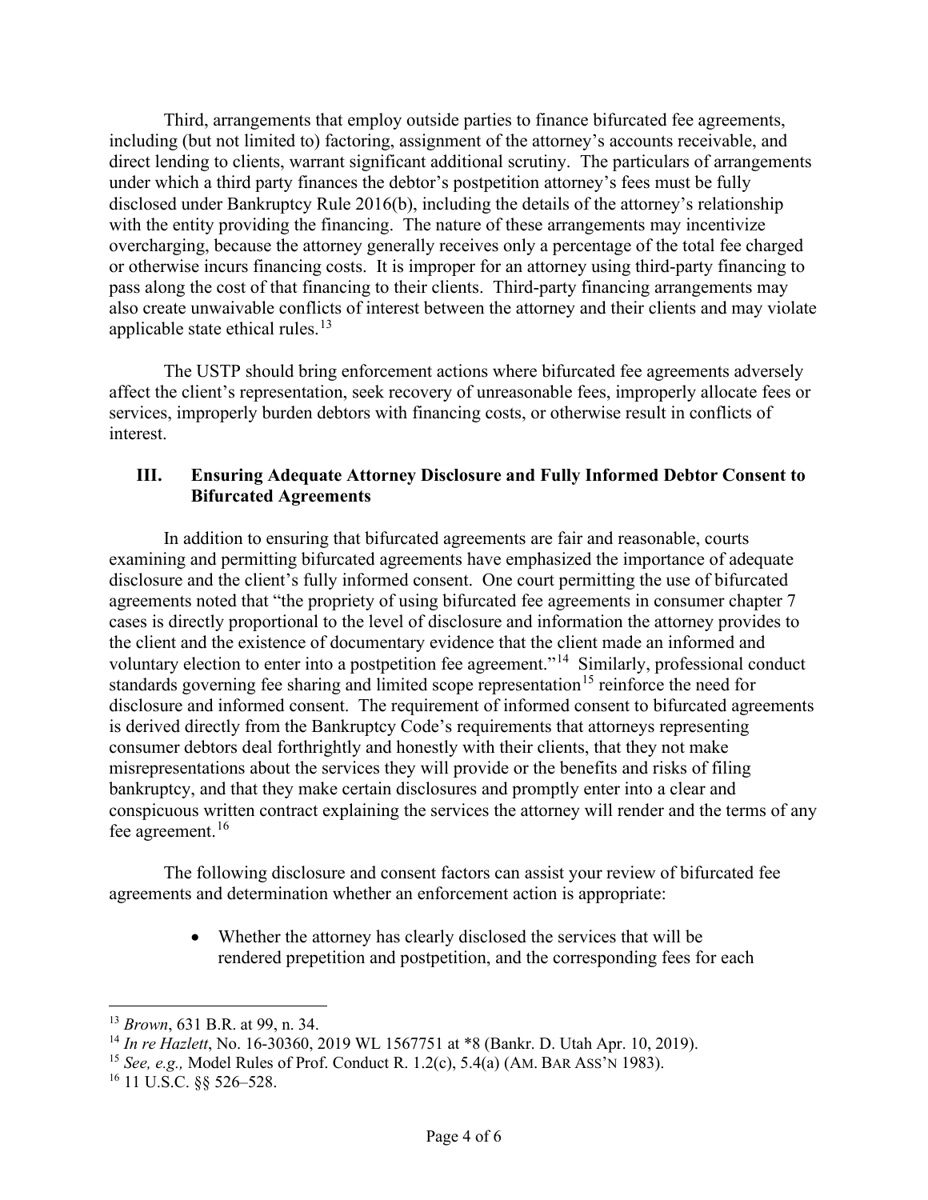Third, arrangements that employ outside parties to finance bifurcated fee agreements, including (but not limited to) factoring, assignment of the attorney's accounts receivable, and direct lending to clients, warrant significant additional scrutiny. The particulars of arrangements under which a third party finances the debtor's postpetition attorney's fees must be fully disclosed under Bankruptcy Rule 2016(b), including the details of the attorney's relationship with the entity providing the financing. The nature of these arrangements may incentivize overcharging, because the attorney generally receives only a percentage of the total fee charged or otherwise incurs financing costs. It is improper for an attorney using third-party financing to pass along the cost of that financing to their clients. Third-party financing arrangements may also create unwaivable conflicts of interest between the attorney and their clients and may violate applicable state ethical rules.[13]

The USTP should bring enforcement actions where bifurcated fee agreements adversely affect the client's representation, seek recovery of unreasonable fees, improperly allocate fees or services, improperly burden debtors with financing costs, or otherwise result in conflicts of interest.

## III. Ensuring Adequate Attorney Disclosure and Fully Informed Debtor Consent to Bifurcated Agreements

In addition to ensuring that bifurcated agreements are fair and reasonable, courts examining and permitting bifurcated agreements have emphasized the importance of adequate disclosure and the client's fully informed consent. One court permitting the use of bifurcated agreements noted that "the propriety of using bifurcated fee agreements in consumer chapter 7 cases is directly proportional to the level of disclosure and information the attorney provides to the client and the existence of documentary evidence that the client made an informed and voluntary election to enter into a postpetition fee agreement."[14] Similarly, professional conduct standards governing fee sharing and limited scope representation[15] reinforce the need for disclosure and informed consent. The requirement of informed consent to bifurcated agreements is derived directly from the Bankruptcy Code's requirements that attorneys representing consumer debtors deal forthrightly and honestly with their clients, that they not make misrepresentations about the services they will provide or the benefits and risks of filing bankruptcy, and that they make certain disclosures and promptly enter into a clear and conspicuous written contract explaining the services the attorney will render and the terms of any fee agreement.[16]

The following disclosure and consent factors can assist your review of bifurcated fee agreements and determination whether an enforcement action is appropriate:

- Whether the attorney has clearly disclosed the services that will be rendered prepetition and postpetition, and the corresponding fees for each

---

[13] *Brown*, 631 B.R. at 99, n. 34.

[14] *In re Hazlett*, No. 16-30360, 2019 WL 1567751 at *8 (Bankr. D. Utah Apr. 10, 2019).

[15] *See, e.g.,* Model Rules of Prof. Conduct R. 1.2(c), 5.4(a) (AM. BAR ASS'N 1983).

[16] 11 U.S.C. §§ 526–528.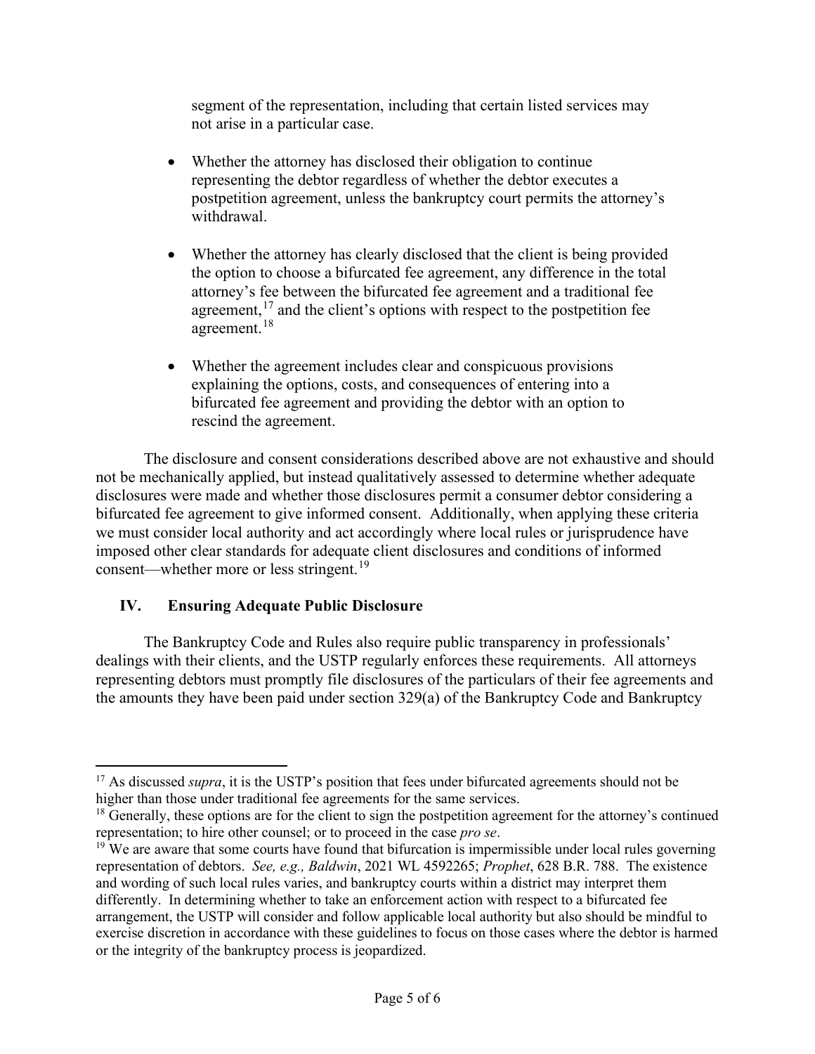segment of the representation, including that certain listed services may not arise in a particular case.

- Whether the attorney has disclosed their obligation to continue representing the debtor regardless of whether the debtor executes a postpetition agreement, unless the bankruptcy court permits the attorney's withdrawal.

- Whether the attorney has clearly disclosed that the client is being provided the option to choose a bifurcated fee agreement, any difference in the total attorney's fee between the bifurcated fee agreement and a traditional fee agreement,[17] and the client's options with respect to the postpetition fee agreement.[18]

- Whether the agreement includes clear and conspicuous provisions explaining the options, costs, and consequences of entering into a bifurcated fee agreement and providing the debtor with an option to rescind the agreement.

The disclosure and consent considerations described above are not exhaustive and should not be mechanically applied, but instead qualitatively assessed to determine whether adequate disclosures were made and whether those disclosures permit a consumer debtor considering a bifurcated fee agreement to give informed consent. Additionally, when applying these criteria we must consider local authority and act accordingly where local rules or jurisprudence have imposed other clear standards for adequate client disclosures and conditions of informed consent—whether more or less stringent.[19]

## IV. Ensuring Adequate Public Disclosure

The Bankruptcy Code and Rules also require public transparency in professionals' dealings with their clients, and the USTP regularly enforces these requirements. All attorneys representing debtors must promptly file disclosures of the particulars of their fee agreements and the amounts they have been paid under section 329(a) of the Bankruptcy Code and Bankruptcy

---

[17] As discussed *supra*, it is the USTP's position that fees under bifurcated agreements should not be higher than those under traditional fee agreements for the same services.

[18] Generally, these options are for the client to sign the postpetition agreement for the attorney's continued representation; to hire other counsel; or to proceed in the case *pro se*.

[19] We are aware that some courts have found that bifurcation is impermissible under local rules governing representation of debtors. *See, e.g., Baldwin*, 2021 WL 4592265; *Prophet*, 628 B.R. 788. The existence and wording of such local rules varies, and bankruptcy courts within a district may interpret them differently. In determining whether to take an enforcement action with respect to a bifurcated fee arrangement, the USTP will consider and follow applicable local authority but also should be mindful to exercise discretion in accordance with these guidelines to focus on those cases where the debtor is harmed or the integrity of the bankruptcy process is jeopardized.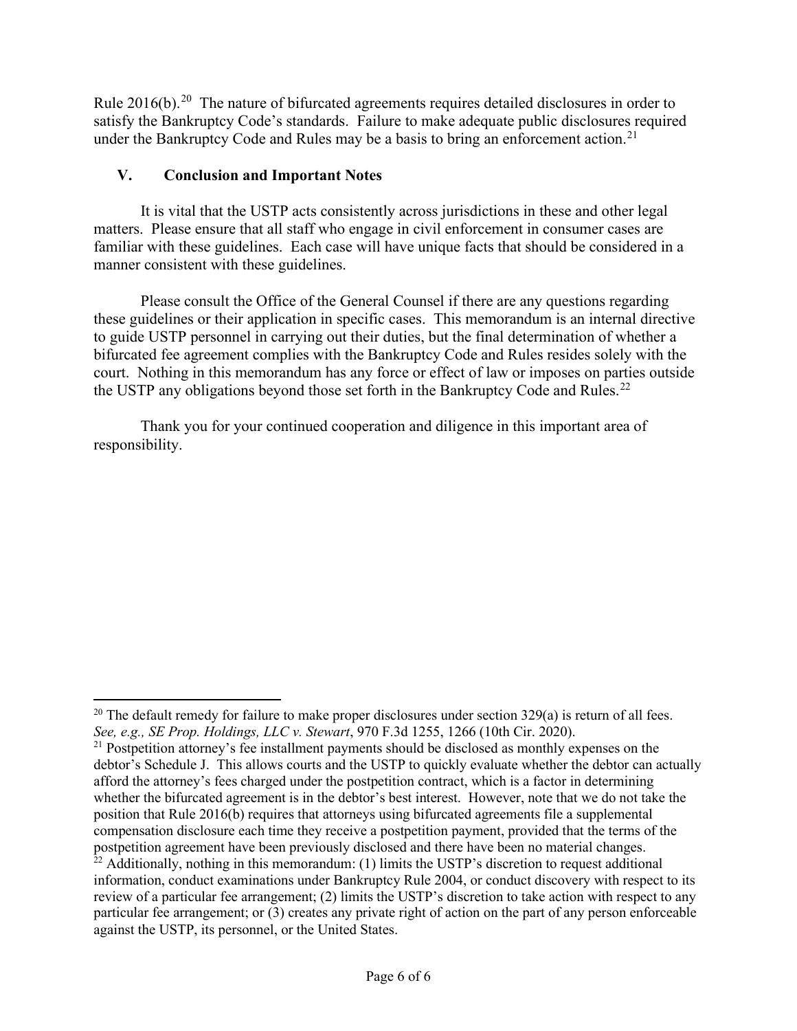Rule 2016(b).[20] The nature of bifurcated agreements requires detailed disclosures in order to satisfy the Bankruptcy Code's standards. Failure to make adequate public disclosures required under the Bankruptcy Code and Rules may be a basis to bring an enforcement action.[21]

## V. Conclusion and Important Notes

It is vital that the USTP acts consistently across jurisdictions in these and other legal matters. Please ensure that all staff who engage in civil enforcement in consumer cases are familiar with these guidelines. Each case will have unique facts that should be considered in a manner consistent with these guidelines.

Please consult the Office of the General Counsel if there are any questions regarding these guidelines or their application in specific cases. This memorandum is an internal directive to guide USTP personnel in carrying out their duties, but the final determination of whether a bifurcated fee agreement complies with the Bankruptcy Code and Rules resides solely with the court. Nothing in this memorandum has any force or effect of law or imposes on parties outside the USTP any obligations beyond those set forth in the Bankruptcy Code and Rules.[22]

Thank you for your continued cooperation and diligence in this important area of responsibility.

---

[20] The default remedy for failure to make proper disclosures under section 329(a) is return of all fees. *See, e.g., SE Prop. Holdings, LLC v. Stewart*, 970 F.3d 1255, 1266 (10th Cir. 2020).

[21] Postpetition attorney's fee installment payments should be disclosed as monthly expenses on the debtor's Schedule J. This allows courts and the USTP to quickly evaluate whether the debtor can actually afford the attorney's fees charged under the postpetition contract, which is a factor in determining whether the bifurcated agreement is in the debtor's best interest. However, note that we do not take the position that Rule 2016(b) requires that attorneys using bifurcated agreements file a supplemental compensation disclosure each time they receive a postpetition payment, provided that the terms of the postpetition agreement have been previously disclosed and there have been no material changes.

[22] Additionally, nothing in this memorandum: (1) limits the USTP's discretion to request additional information, conduct examinations under Bankruptcy Rule 2004, or conduct discovery with respect to its review of a particular fee arrangement; (2) limits the USTP's discretion to take action with respect to any particular fee arrangement; or (3) creates any private right of action on the part of any person enforceable against the USTP, its personnel, or the United States.